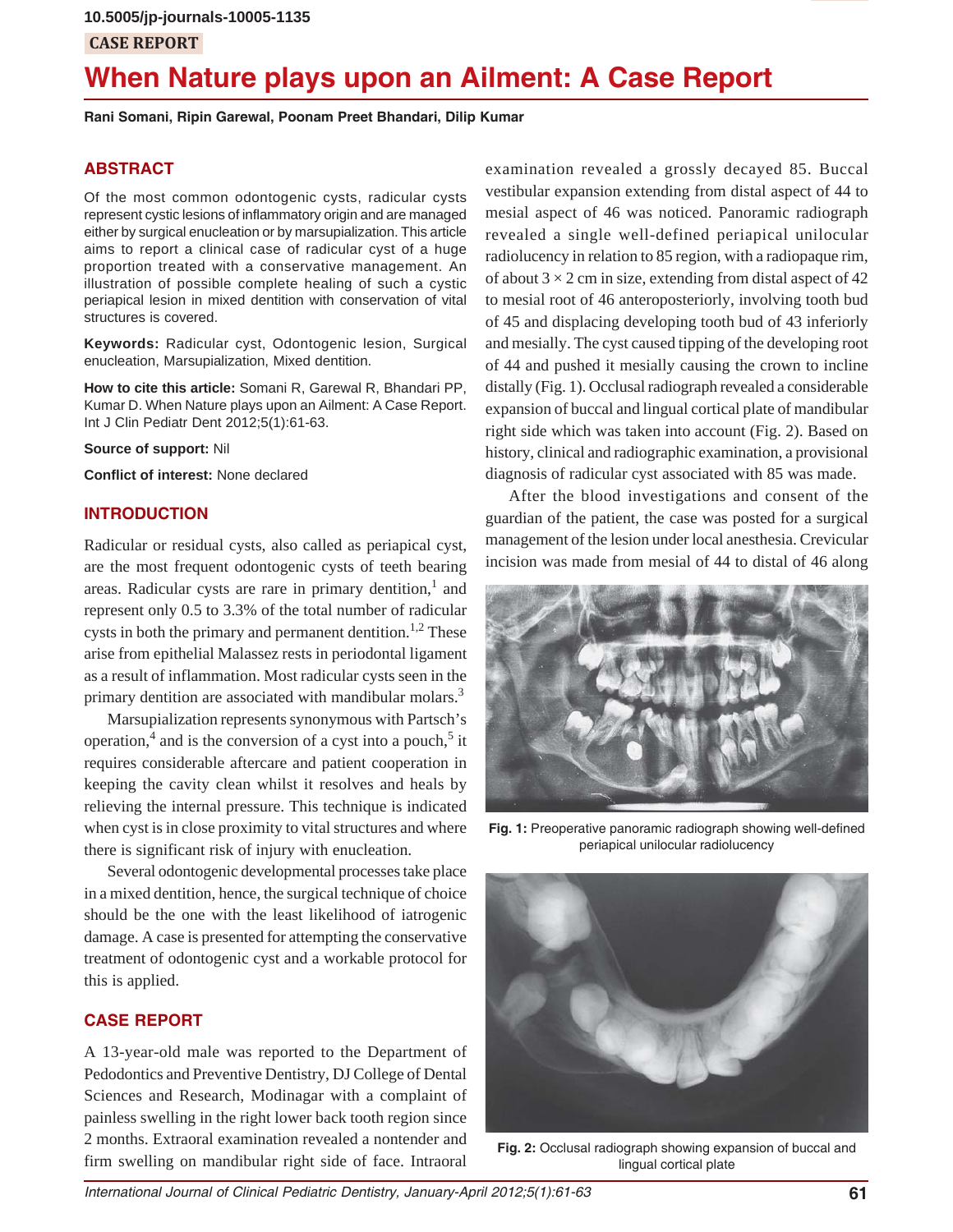10.5005/jp-journals-10005-1135

CASE REPORT

# When Nature plays upon an Ailment: A Case Report

**Rani Somani, Ripin Garewal, Poonam Preet Bhandari, Dilip Kumar**

## ABSTRACT

Of the most common odontogenic cysts, radicular cysts represent cystic lesions of inflammatory origin and are managed either by surgical enucleation or by marsupialization. This article aims to report a clinical case of radicular cyst of a huge proportion treated with a conservative management. An illustration of possible complete healing of such a cystic periapical lesion in mixed dentition with conservation of vital structures is covered.

**Keywords:** Radicular cyst, Odontogenic lesion, Surgical enucleation, Marsupialization, Mixed dentition.

**How to cite this article:** Somani R, Garewal R, Bhandari PP, Kumar D. When Nature plays upon an Ailment: A Case Report. Int J Clin Pediatr Dent 2012;5(1):61-63.

**Source of support:** Nil

**Conflict of interest:** None declared

## INTRODUCTION

Radicular or residual cysts, also called as periapical cyst, are the most frequent odontogenic cysts of teeth bearing areas. Radicular cysts are rare in primary dentition,[1] and represent only 0.5 to 3.3% of the total number of radicular cysts in both the primary and permanent dentition.[1,2] These arise from epithelial Malassez rests in periodontal ligament as a result of inflammation. Most radicular cysts seen in the primary dentition are associated with mandibular molars.[3]

Marsupialization represents synonymous with Partsch's operation,[4] and is the conversion of a cyst into a pouch,[5] it requires considerable aftercare and patient cooperation in keeping the cavity clean whilst it resolves and heals by relieving the internal pressure. This technique is indicated when cyst is in close proximity to vital structures and where there is significant risk of injury with enucleation.

Several odontogenic developmental processes take place in a mixed dentition, hence, the surgical technique of choice should be the one with the least likelihood of iatrogenic damage. A case is presented for attempting the conservative treatment of odontogenic cyst and a workable protocol for this is applied.

## CASE REPORT

A 13-year-old male was reported to the Department of Pedodontics and Preventive Dentistry, DJ College of Dental Sciences and Research, Modinagar with a complaint of painless swelling in the right lower back tooth region since 2 months. Extraoral examination revealed a nontender and firm swelling on mandibular right side of face. Intraoral examination revealed a grossly decayed 85. Buccal vestibular expansion extending from distal aspect of 44 to mesial aspect of 46 was noticed. Panoramic radiograph revealed a single well-defined periapical unilocular radiolucency in relation to 85 region, with a radiopaque rim, of about 3 × 2 cm in size, extending from distal aspect of 42 to mesial root of 46 anteroposteriorly, involving tooth bud of 45 and displacing developing tooth bud of 43 inferiorly and mesially. The cyst caused tipping of the developing root of 44 and pushed it mesially causing the crown to incline distally (Fig. 1). Occlusal radiograph revealed a considerable expansion of buccal and lingual cortical plate of mandibular right side which was taken into account (Fig. 2). Based on history, clinical and radiographic examination, a provisional diagnosis of radicular cyst associated with 85 was made.

After the blood investigations and consent of the guardian of the patient, the case was posted for a surgical management of the lesion under local anesthesia. Crevicular incision was made from mesial of 44 to distal of 46 along

**Fig. 1:** Preoperative panoramic radiograph showing well-defined periapical unilocular radiolucency

**Fig. 2:** Occlusal radiograph showing expansion of buccal and lingual cortical plate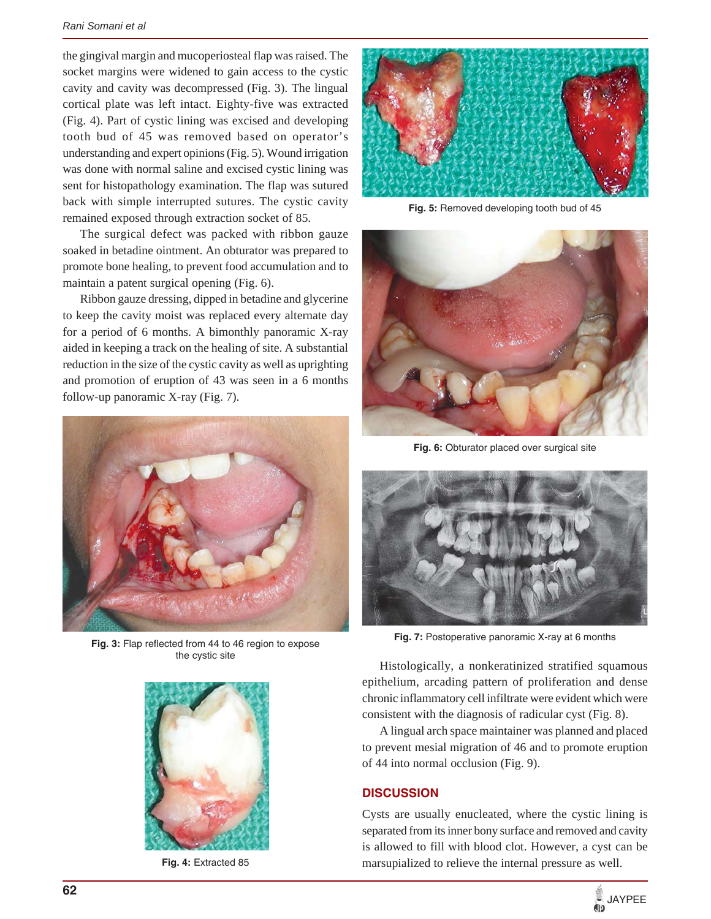the gingival margin and mucoperiosteal flap was raised. The socket margins were widened to gain access to the cystic cavity and cavity was decompressed (Fig. 3). The lingual cortical plate was left intact. Eighty-five was extracted (Fig. 4). Part of cystic lining was excised and developing tooth bud of 45 was removed based on operator's understanding and expert opinions (Fig. 5). Wound irrigation was done with normal saline and excised cystic lining was sent for histopathology examination. The flap was sutured back with simple interrupted sutures. The cystic cavity remained exposed through extraction socket of 85.

The surgical defect was packed with ribbon gauze soaked in betadine ointment. An obturator was prepared to promote bone healing, to prevent food accumulation and to maintain a patent surgical opening (Fig. 6).

Ribbon gauze dressing, dipped in betadine and glycerine to keep the cavity moist was replaced every alternate day for a period of 6 months. A bimonthly panoramic X-ray aided in keeping a track on the healing of site. A substantial reduction in the size of the cystic cavity as well as uprighting and promotion of eruption of 43 was seen in a 6 months follow-up panoramic X-ray (Fig. 7).

**Fig. 3:** Flap reflected from 44 to 46 region to expose the cystic site

**Fig. 4:** Extracted 85

**Fig. 5:** Removed developing tooth bud of 45

**Fig. 6:** Obturator placed over surgical site

**Fig. 7:** Postoperative panoramic X-ray at 6 months

Histologically, a nonkeratinized stratified squamous epithelium, arcading pattern of proliferation and dense chronic inflammatory cell infiltrate were evident which were consistent with the diagnosis of radicular cyst (Fig. 8).

A lingual arch space maintainer was planned and placed to prevent mesial migration of 46 and to promote eruption of 44 into normal occlusion (Fig. 9).

## DISCUSSION

Cysts are usually enucleated, where the cystic lining is separated from its inner bony surface and removed and cavity is allowed to fill with blood clot. However, a cyst can be marsupialized to relieve the internal pressure as well.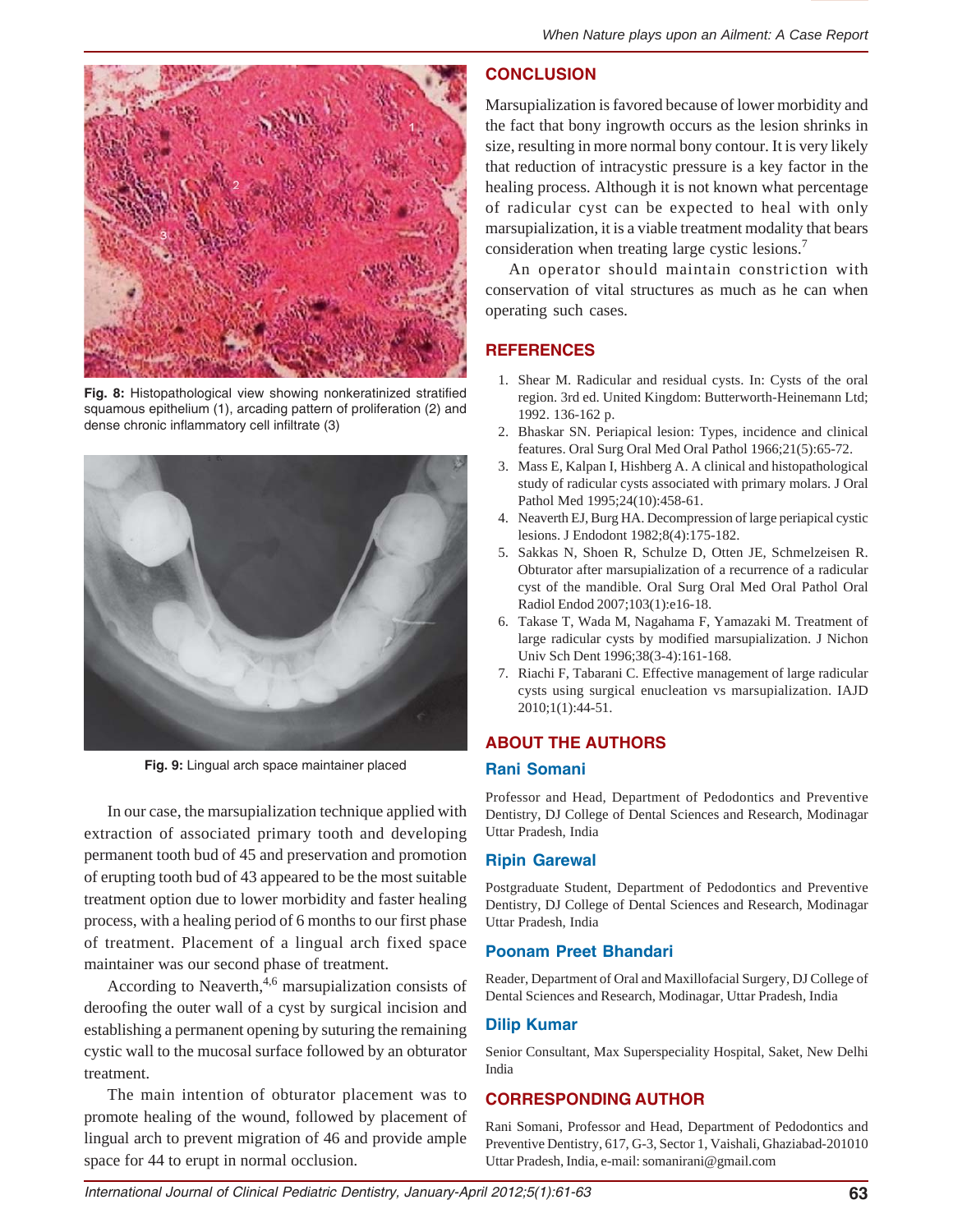Fig. 8: Histopathological view showing nonkeratinized stratified squamous epithelium (1), arcading pattern of proliferation (2) and dense chronic inflammatory cell infiltrate (3)

Fig. 9: Lingual arch space maintainer placed

In our case, the marsupialization technique applied with extraction of associated primary tooth and developing permanent tooth bud of 45 and preservation and promotion of erupting tooth bud of 43 appeared to be the most suitable treatment option due to lower morbidity and faster healing process, with a healing period of 6 months to our first phase of treatment. Placement of a lingual arch fixed space maintainer was our second phase of treatment.

According to Neaverth,[4,6] marsupialization consists of deroofing the outer wall of a cyst by surgical incision and establishing a permanent opening by suturing the remaining cystic wall to the mucosal surface followed by an obturator treatment.

The main intention of obturator placement was to promote healing of the wound, followed by placement of lingual arch to prevent migration of 46 and provide ample space for 44 to erupt in normal occlusion.

## CONCLUSION

Marsupialization is favored because of lower morbidity and the fact that bony ingrowth occurs as the lesion shrinks in size, resulting in more normal bony contour. It is very likely that reduction of intracystic pressure is a key factor in the healing process. Although it is not known what percentage of radicular cyst can be expected to heal with only marsupialization, it is a viable treatment modality that bears consideration when treating large cystic lesions.[7]

An operator should maintain constriction with conservation of vital structures as much as he can when operating such cases.

## REFERENCES

1. Shear M. Radicular and residual cysts. In: Cysts of the oral region. 3rd ed. United Kingdom: Butterworth-Heinemann Ltd; 1992. 136-162 p.
2. Bhaskar SN. Periapical lesion: Types, incidence and clinical features. Oral Surg Oral Med Oral Pathol 1966;21(5):65-72.
3. Mass E, Kalpan I, Hishberg A. A clinical and histopathological study of radicular cysts associated with primary molars. J Oral Pathol Med 1995;24(10):458-61.
4. Neaverth EJ, Burg HA. Decompression of large periapical cystic lesions. J Endodont 1982;8(4):175-182.
5. Sakkas N, Shoen R, Schulze D, Otten JE, Schmelzeisen R. Obturator after marsupialization of a recurrence of a radicular cyst of the mandible. Oral Surg Oral Med Oral Pathol Oral Radiol Endod 2007;103(1):e16-18.
6. Takase T, Wada M, Nagahama F, Yamazaki M. Treatment of large radicular cysts by modified marsupialization. J Nichon Univ Sch Dent 1996;38(3-4):161-168.
7. Riachi F, Tabarani C. Effective management of large radicular cysts using surgical enucleation vs marsupialization. IAJD 2010;1(1):44-51.

## ABOUT THE AUTHORS

### Rani Somani

Professor and Head, Department of Pedodontics and Preventive Dentistry, DJ College of Dental Sciences and Research, Modinagar Uttar Pradesh, India

### Ripin Garewal

Postgraduate Student, Department of Pedodontics and Preventive Dentistry, DJ College of Dental Sciences and Research, Modinagar Uttar Pradesh, India

### Poonam Preet Bhandari

Reader, Department of Oral and Maxillofacial Surgery, DJ College of Dental Sciences and Research, Modinagar, Uttar Pradesh, India

### Dilip Kumar

Senior Consultant, Max Superspeciality Hospital, Saket, New Delhi India

## CORRESPONDING AUTHOR

Rani Somani, Professor and Head, Department of Pedodontics and Preventive Dentistry, 617, G-3, Sector 1, Vaishali, Ghaziabad-201010 Uttar Pradesh, India, e-mail: somanirani@gmail.com